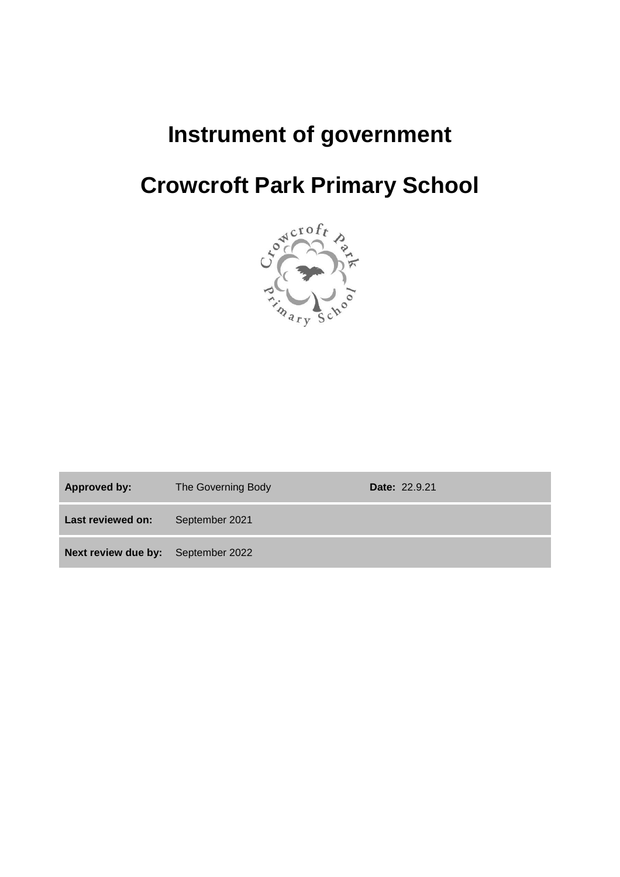# Instrument of government

# Crowcroft Park Primary School

| **Approved by:** | The Governing Body | **Date:** 22.9.21 |
|---|---|---|
| **Last reviewed on:** | September 2021 | |
| **Next review due by:** | September 2022 | |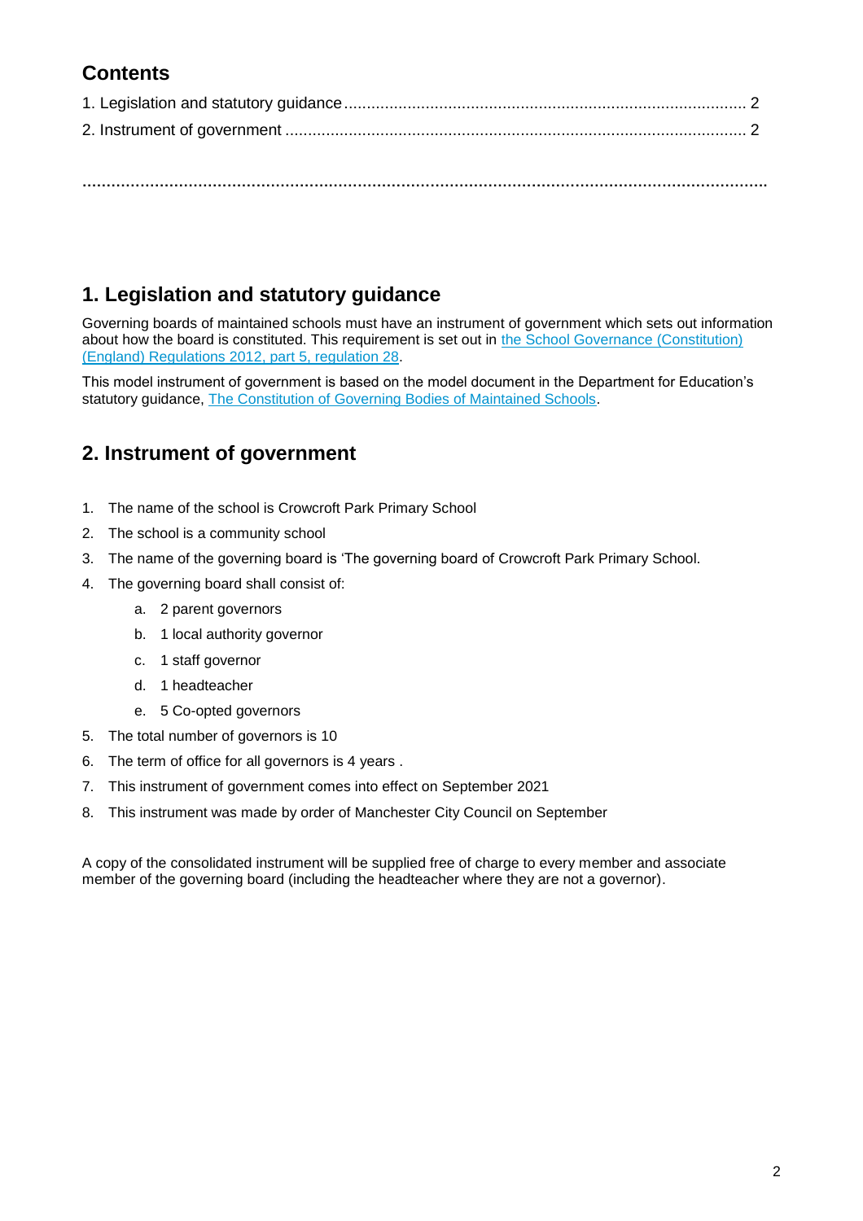## Contents

1. Legislation and statutory guidance ........................................................................................ 2
2. Instrument of government ..................................................................................................... 2

.................................................................................................................................................

## 1. Legislation and statutory guidance

Governing boards of maintained schools must have an instrument of government which sets out information about how the board is constituted. This requirement is set out in the School Governance (Constitution) (England) Regulations 2012, part 5, regulation 28.

This model instrument of government is based on the model document in the Department for Education's statutory guidance, The Constitution of Governing Bodies of Maintained Schools.

## 2. Instrument of government

1. The name of the school is Crowcroft Park Primary School
2. The school is a community school
3. The name of the governing board is 'The governing board of Crowcroft Park Primary School.
4. The governing board shall consist of:
   a. 2 parent governors
   b. 1 local authority governor
   c. 1 staff governor
   d. 1 headteacher
   e. 5 Co-opted governors
5. The total number of governors is 10
6. The term of office for all governors is 4 years .
7. This instrument of government comes into effect on September 2021
8. This instrument was made by order of Manchester City Council on September

A copy of the consolidated instrument will be supplied free of charge to every member and associate member of the governing board (including the headteacher where they are not a governor).